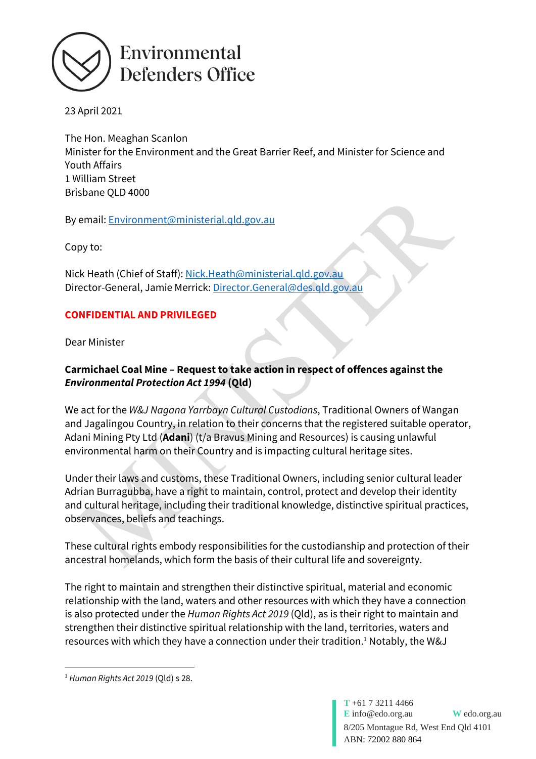# Environmental Defenders Office

23 April 2021

The Hon. Meaghan Scanlon
Minister for the Environment and the Great Barrier Reef, and Minister for Science and Youth Affairs
1 William Street
Brisbane QLD 4000

By email: Environment@ministerial.qld.gov.au

Copy to:

Nick Heath (Chief of Staff): Nick.Heath@ministerial.qld.gov.au
Director-General, Jamie Merrick: Director.General@des.qld.gov.au

**CONFIDENTIAL AND PRIVILEGED**

Dear Minister

**Carmichael Coal Mine – Request to take action in respect of offences against the *Environmental Protection Act 1994* (Qld)**

We act for the *W&J Nagana Yarrbayn Cultural Custodians*, Traditional Owners of Wangan and Jagalingou Country, in relation to their concerns that the registered suitable operator, Adani Mining Pty Ltd (**Adani**) (t/a Bravus Mining and Resources) is causing unlawful environmental harm on their Country and is impacting cultural heritage sites.

Under their laws and customs, these Traditional Owners, including senior cultural leader Adrian Burragubba, have a right to maintain, control, protect and develop their identity and cultural heritage, including their traditional knowledge, distinctive spiritual practices, observances, beliefs and teachings.

These cultural rights embody responsibilities for the custodianship and protection of their ancestral homelands, which form the basis of their cultural life and sovereignty.

The right to maintain and strengthen their distinctive spiritual, material and economic relationship with the land, waters and other resources with which they have a connection is also protected under the *Human Rights Act 2019* (Qld), as is their right to maintain and strengthen their distinctive spiritual relationship with the land, territories, waters and resources with which they have a connection under their tradition.[1] Notably, the W&J

[1] *Human Rights Act 2019* (Qld) s 28.

T +61 7 3211 4466
E info@edo.org.au W edo.org.au
8/205 Montague Rd, West End Qld 4101
ABN: 72002 880 864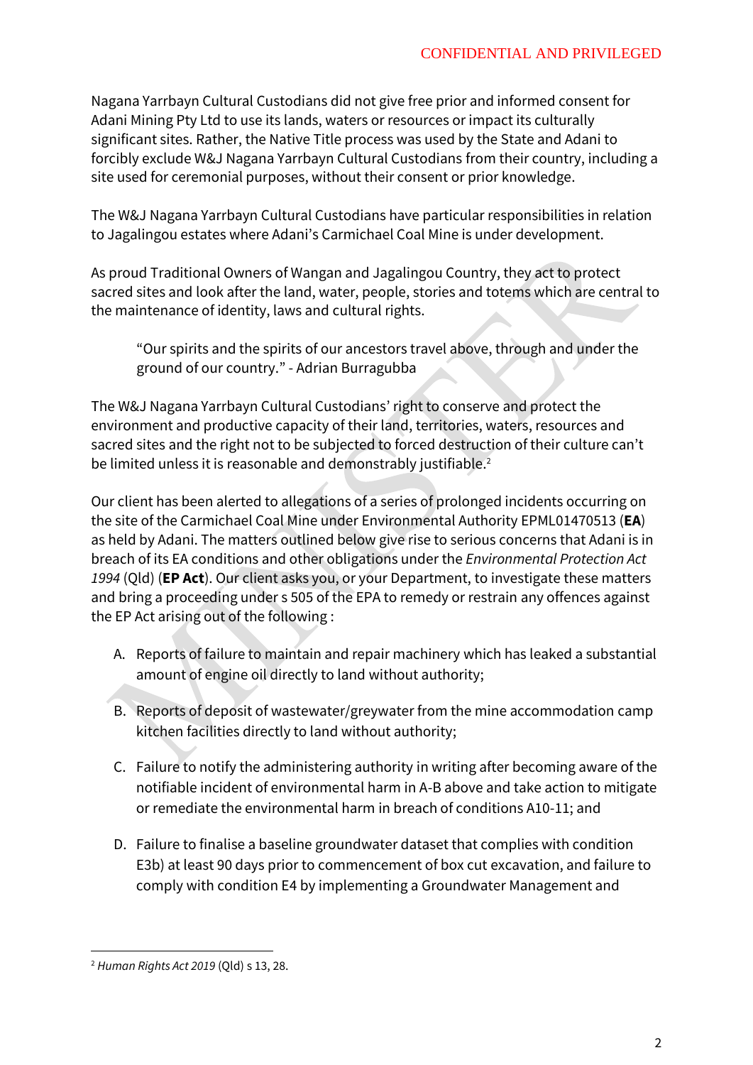Nagana Yarrbayn Cultural Custodians did not give free prior and informed consent for Adani Mining Pty Ltd to use its lands, waters or resources or impact its culturally significant sites. Rather, the Native Title process was used by the State and Adani to forcibly exclude W&J Nagana Yarrbayn Cultural Custodians from their country, including a site used for ceremonial purposes, without their consent or prior knowledge.

The W&J Nagana Yarrbayn Cultural Custodians have particular responsibilities in relation to Jagalingou estates where Adani's Carmichael Coal Mine is under development.

As proud Traditional Owners of Wangan and Jagalingou Country, they act to protect sacred sites and look after the land, water, people, stories and totems which are central to the maintenance of identity, laws and cultural rights.

> "Our spirits and the spirits of our ancestors travel above, through and under the ground of our country." - Adrian Burragubba

The W&J Nagana Yarrbayn Cultural Custodians' right to conserve and protect the environment and productive capacity of their land, territories, waters, resources and sacred sites and the right not to be subjected to forced destruction of their culture can't be limited unless it is reasonable and demonstrably justifiable.[2]

Our client has been alerted to allegations of a series of prolonged incidents occurring on the site of the Carmichael Coal Mine under Environmental Authority EPML01470513 (**EA**) as held by Adani. The matters outlined below give rise to serious concerns that Adani is in breach of its EA conditions and other obligations under the *Environmental Protection Act 1994* (Qld) (**EP Act**). Our client asks you, or your Department, to investigate these matters and bring a proceeding under s 505 of the EPA to remedy or restrain any offences against the EP Act arising out of the following :

A. Reports of failure to maintain and repair machinery which has leaked a substantial amount of engine oil directly to land without authority;

B. Reports of deposit of wastewater/greywater from the mine accommodation camp kitchen facilities directly to land without authority;

C. Failure to notify the administering authority in writing after becoming aware of the notifiable incident of environmental harm in A-B above and take action to mitigate or remediate the environmental harm in breach of conditions A10-11; and

D. Failure to finalise a baseline groundwater dataset that complies with condition E3b) at least 90 days prior to commencement of box cut excavation, and failure to comply with condition E4 by implementing a Groundwater Management and

---

[2] *Human Rights Act 2019* (Qld) s 13, 28.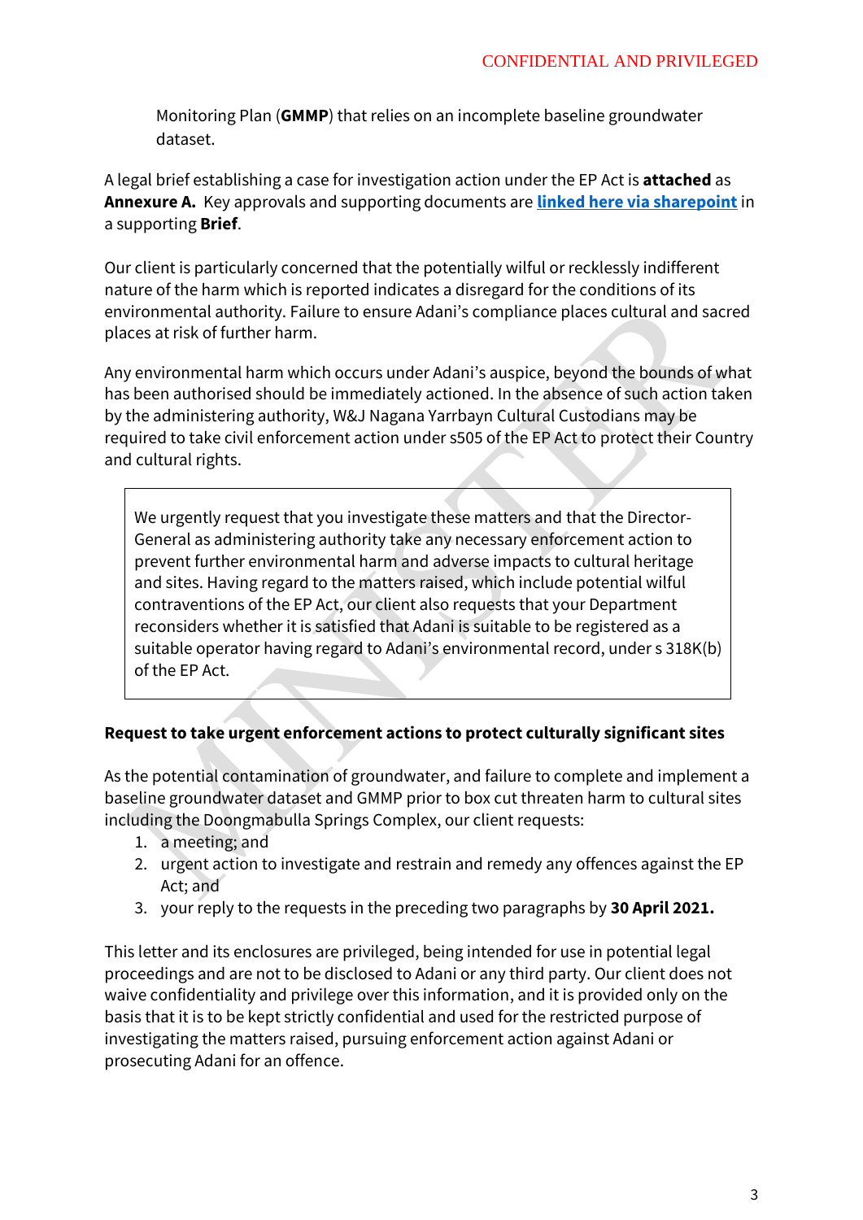Monitoring Plan (**GMMP**) that relies on an incomplete baseline groundwater dataset.

A legal brief establishing a case for investigation action under the EP Act is **attached** as **Annexure A.** Key approvals and supporting documents are **linked here via sharepoint** in a supporting **Brief**.

Our client is particularly concerned that the potentially wilful or recklessly indifferent nature of the harm which is reported indicates a disregard for the conditions of its environmental authority. Failure to ensure Adani's compliance places cultural and sacred places at risk of further harm.

Any environmental harm which occurs under Adani's auspice, beyond the bounds of what has been authorised should be immediately actioned. In the absence of such action taken by the administering authority, W&J Nagana Yarrbayn Cultural Custodians may be required to take civil enforcement action under s505 of the EP Act to protect their Country and cultural rights.

> We urgently request that you investigate these matters and that the Director-General as administering authority take any necessary enforcement action to prevent further environmental harm and adverse impacts to cultural heritage and sites. Having regard to the matters raised, which include potential wilful contraventions of the EP Act, our client also requests that your Department reconsiders whether it is satisfied that Adani is suitable to be registered as a suitable operator having regard to Adani's environmental record, under s 318K(b) of the EP Act.

**Request to take urgent enforcement actions to protect culturally significant sites**

As the potential contamination of groundwater, and failure to complete and implement a baseline groundwater dataset and GMMP prior to box cut threaten harm to cultural sites including the Doongmabulla Springs Complex, our client requests:

1. a meeting; and
2. urgent action to investigate and restrain and remedy any offences against the EP Act; and
3. your reply to the requests in the preceding two paragraphs by **30 April 2021.**

This letter and its enclosures are privileged, being intended for use in potential legal proceedings and are not to be disclosed to Adani or any third party. Our client does not waive confidentiality and privilege over this information, and it is provided only on the basis that it is to be kept strictly confidential and used for the restricted purpose of investigating the matters raised, pursuing enforcement action against Adani or prosecuting Adani for an offence.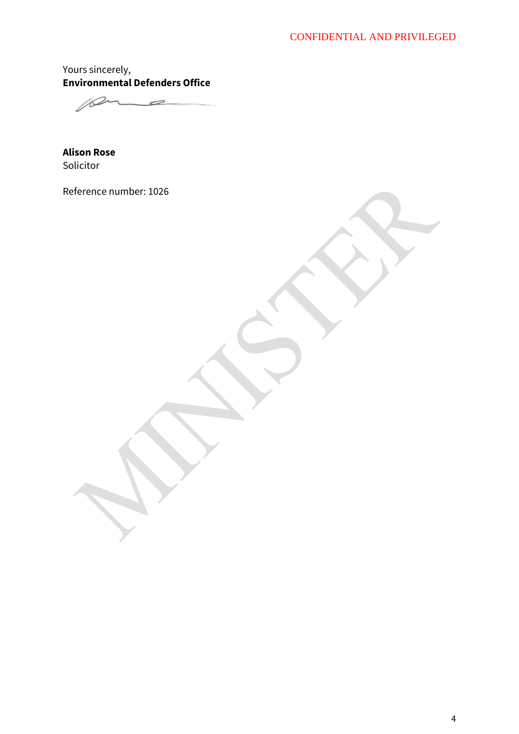CONFIDENTIAL AND PRIVILEGED

Yours sincerely,
**Environmental Defenders Office**

**Alison Rose**
Solicitor

Reference number: 1026